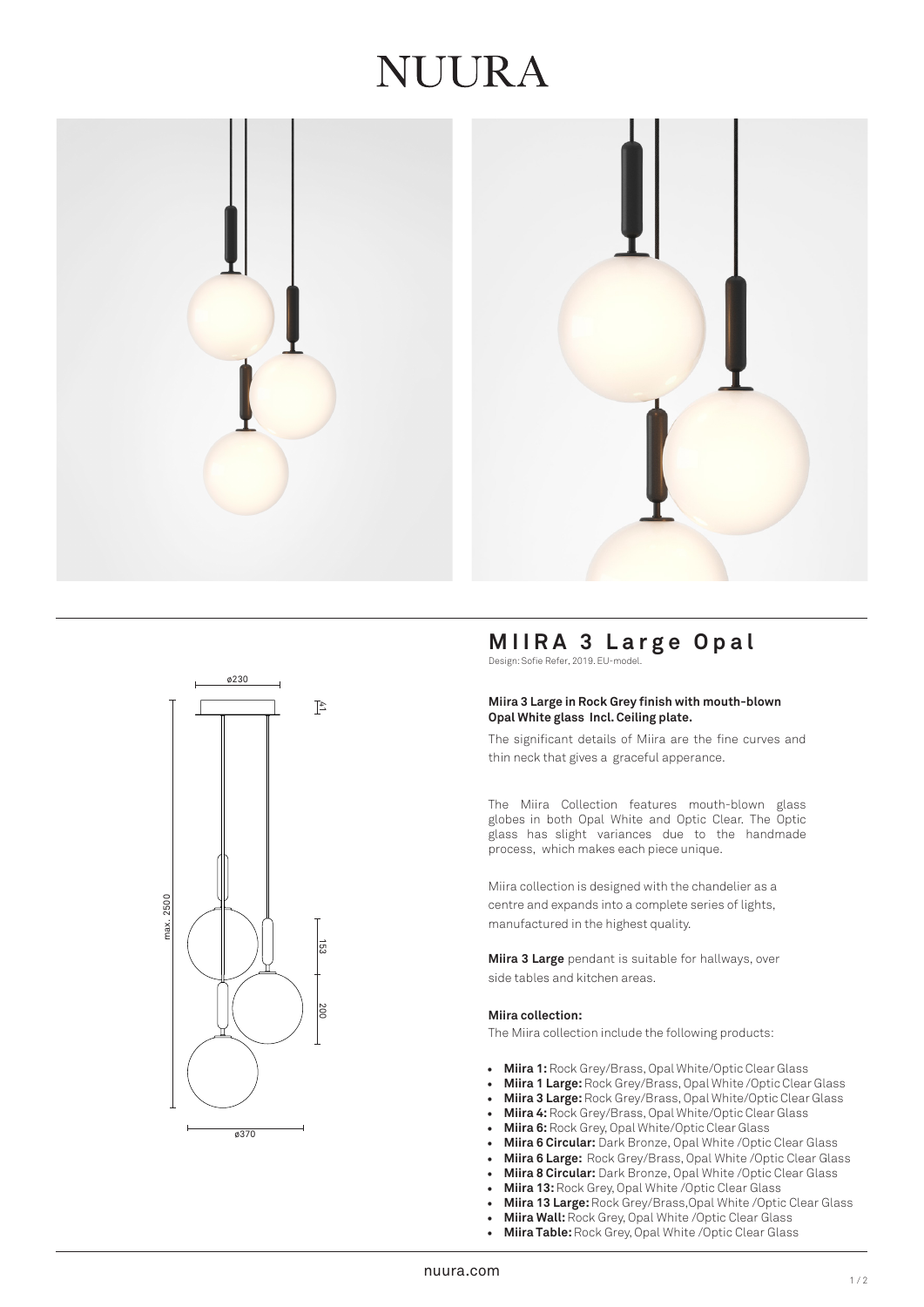# NUURA

## MIIRA 3 Large Opal

Design: Sofie Refer, 2019. EU-model.

**Miira 3 Large in Rock Grey finish with mouth-blown Opal White glass Incl. Ceiling plate.**

The significant details of Miira are the fine curves and thin neck that gives a graceful apperance.

The Miira Collection features mouth-blown glass globes in both Opal White and Optic Clear. The Optic glass has slight variances due to the handmade process, which makes each piece unique.

Miira collection is designed with the chandelier as a centre and expands into a complete series of lights, manufactured in the highest quality.

**Miira 3 Large** pendant is suitable for hallways, over side tables and kitchen areas.

**Miira collection:**

The Miira collection include the following products:

- **Miira 1:** Rock Grey/Brass, Opal White/Optic Clear Glass
- **Miira 1 Large:** Rock Grey/Brass, Opal White /Optic Clear Glass
- **Miira 3 Large:** Rock Grey/Brass, Opal White/Optic Clear Glass
- **Miira 4:** Rock Grey/Brass, Opal White/Optic Clear Glass
- **Miira 6:** Rock Grey, Opal White/Optic Clear Glass
- **Miira 6 Circular:** Dark Bronze, Opal White /Optic Clear Glass
- **Miira 6 Large:** Rock Grey/Brass, Opal White /Optic Clear Glass
- **Miira 8 Circular:** Dark Bronze, Opal White /Optic Clear Glass
- **Miira 13:** Rock Grey, Opal White /Optic Clear Glass
- **Miira 13 Large:** Rock Grey/Brass,Opal White /Optic Clear Glass
- **Miira Wall:** Rock Grey, Opal White /Optic Clear Glass
- **Miira Table:** Rock Grey, Opal White /Optic Clear Glass

nuura.com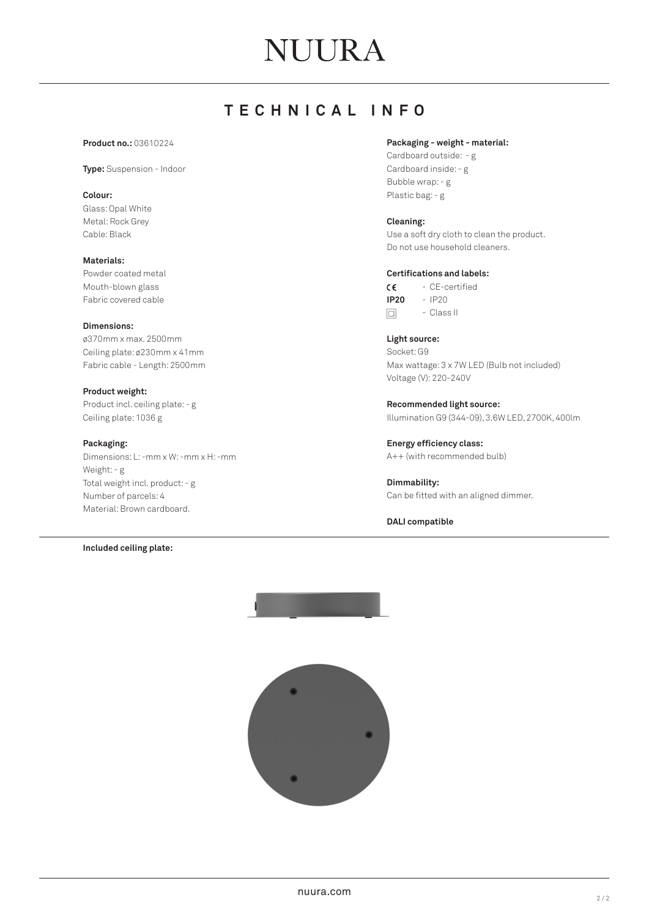# NUURA

## TECHNICAL INFO

**Product no.:** 03610224

**Type:** Suspension - Indoor

**Colour:**
Glass: Opal White
Metal: Rock Grey
Cable: Black

**Materials:**
Powder coated metal
Mouth-blown glass
Fabric covered cable

**Dimensions:**
ø370mm x max. 2500mm
Ceiling plate: ø230mm x 41mm
Fabric cable - Length: 2500mm

**Product weight:**
Product incl. ceiling plate: - g
Ceiling plate: 1036 g

**Packaging:**
Dimensions: L: -mm x W: -mm x H: -mm
Weight: - g
Total weight incl. product: - g
Number of parcels: 4
Material: Brown cardboard.

**Packaging - weight - material:**
Cardboard outside: - g
Cardboard inside: - g
Bubble wrap: - g
Plastic bag: - g

**Cleaning:**
Use a soft dry cloth to clean the product.
Do not use household cleaners.

**Certifications and labels:**
CE - CE-certified
**IP20** - IP20
▢ - Class II

**Light source:**
Socket: G9
Max wattage: 3 x 7W LED (Bulb not included)
Voltage (V): 220-240V

**Recommended light source:**
Illumination G9 (344-09), 3.6W LED, 2700K, 400lm

**Energy efficiency class:**
A++ (with recommended bulb)

**Dimmability:**
Can be fitted with an aligned dimmer.

**DALI compatible**

**Included ceiling plate:**

nuura.com